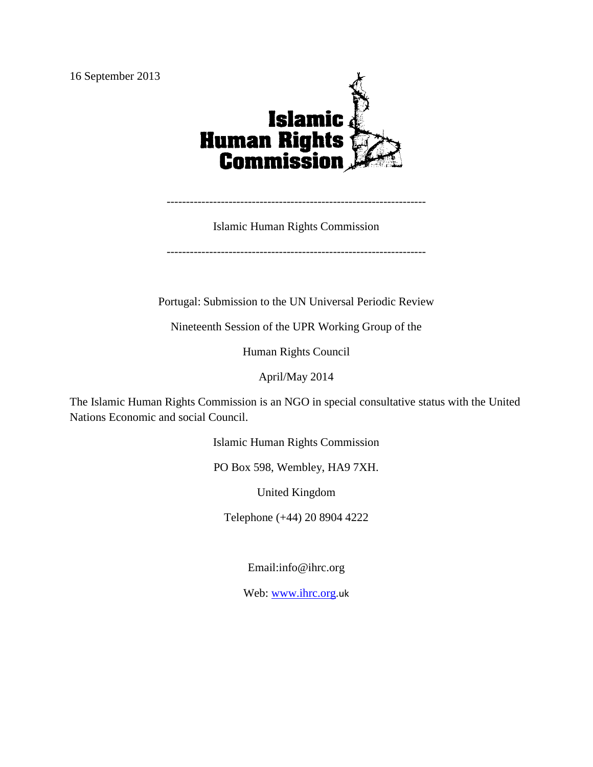16 September 2013

Islamic Human Rights Commission

---

Islamic Human Rights Commission

---

Portugal: Submission to the UN Universal Periodic Review

Nineteenth Session of the UPR Working Group of the

Human Rights Council

April/May 2014

The Islamic Human Rights Commission is an NGO in special consultative status with the United Nations Economic and social Council.

Islamic Human Rights Commission

PO Box 598, Wembley, HA9 7XH.

United Kingdom

Telephone (+44) 20 8904 4222

Email:info@ihrc.org

Web: www.ihrc.org.uk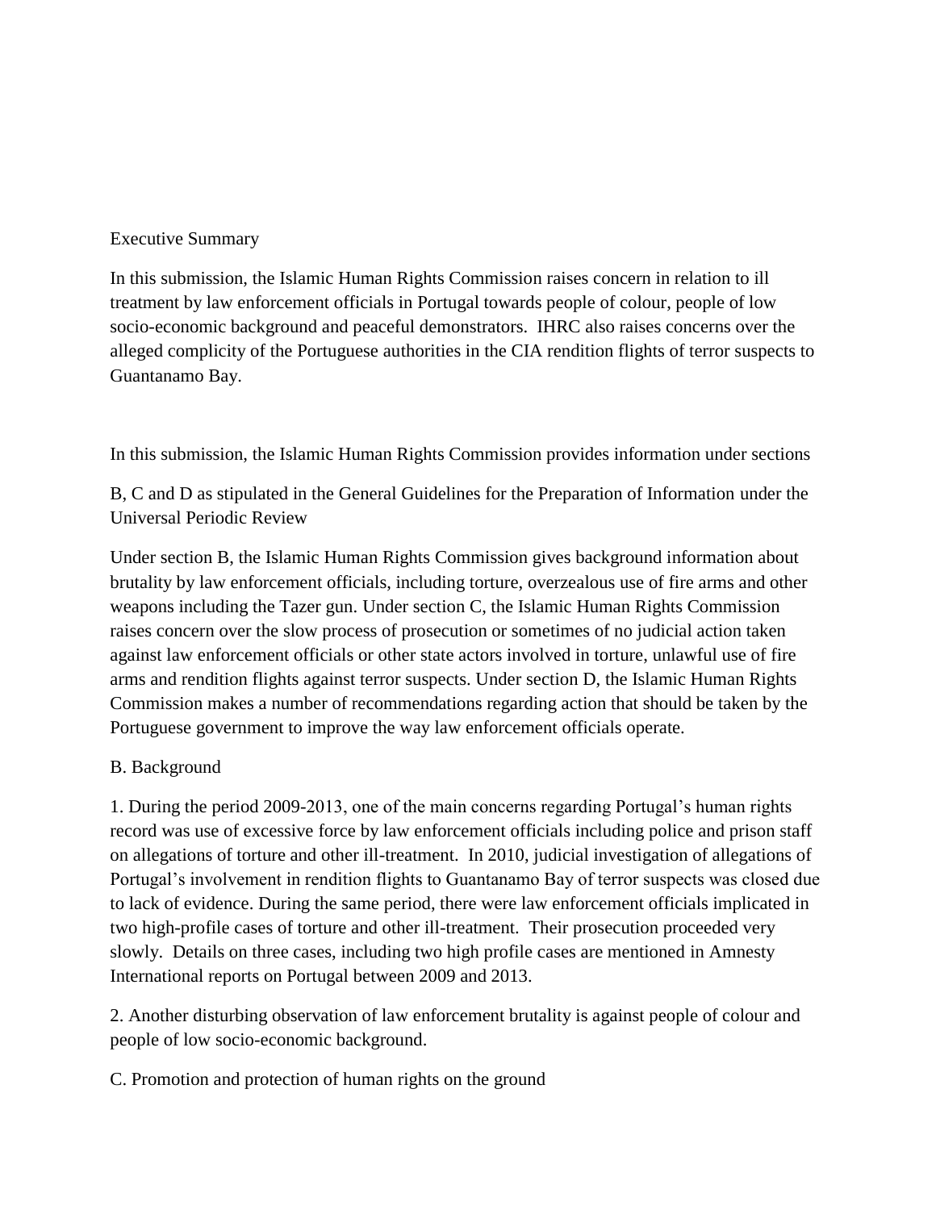## Executive Summary

In this submission, the Islamic Human Rights Commission raises concern in relation to ill treatment by law enforcement officials in Portugal towards people of colour, people of low socio-economic background and peaceful demonstrators. IHRC also raises concerns over the alleged complicity of the Portuguese authorities in the CIA rendition flights of terror suspects to Guantanamo Bay.

In this submission, the Islamic Human Rights Commission provides information under sections B, C and D as stipulated in the General Guidelines for the Preparation of Information under the Universal Periodic Review

Under section B, the Islamic Human Rights Commission gives background information about brutality by law enforcement officials, including torture, overzealous use of fire arms and other weapons including the Tazer gun. Under section C, the Islamic Human Rights Commission raises concern over the slow process of prosecution or sometimes of no judicial action taken against law enforcement officials or other state actors involved in torture, unlawful use of fire arms and rendition flights against terror suspects. Under section D, the Islamic Human Rights Commission makes a number of recommendations regarding action that should be taken by the Portuguese government to improve the way law enforcement officials operate.

## B. Background

1. During the period 2009-2013, one of the main concerns regarding Portugal's human rights record was use of excessive force by law enforcement officials including police and prison staff on allegations of torture and other ill-treatment. In 2010, judicial investigation of allegations of Portugal's involvement in rendition flights to Guantanamo Bay of terror suspects was closed due to lack of evidence. During the same period, there were law enforcement officials implicated in two high-profile cases of torture and other ill-treatment. Their prosecution proceeded very slowly. Details on three cases, including two high profile cases are mentioned in Amnesty International reports on Portugal between 2009 and 2013.

2. Another disturbing observation of law enforcement brutality is against people of colour and people of low socio-economic background.

## C. Promotion and protection of human rights on the ground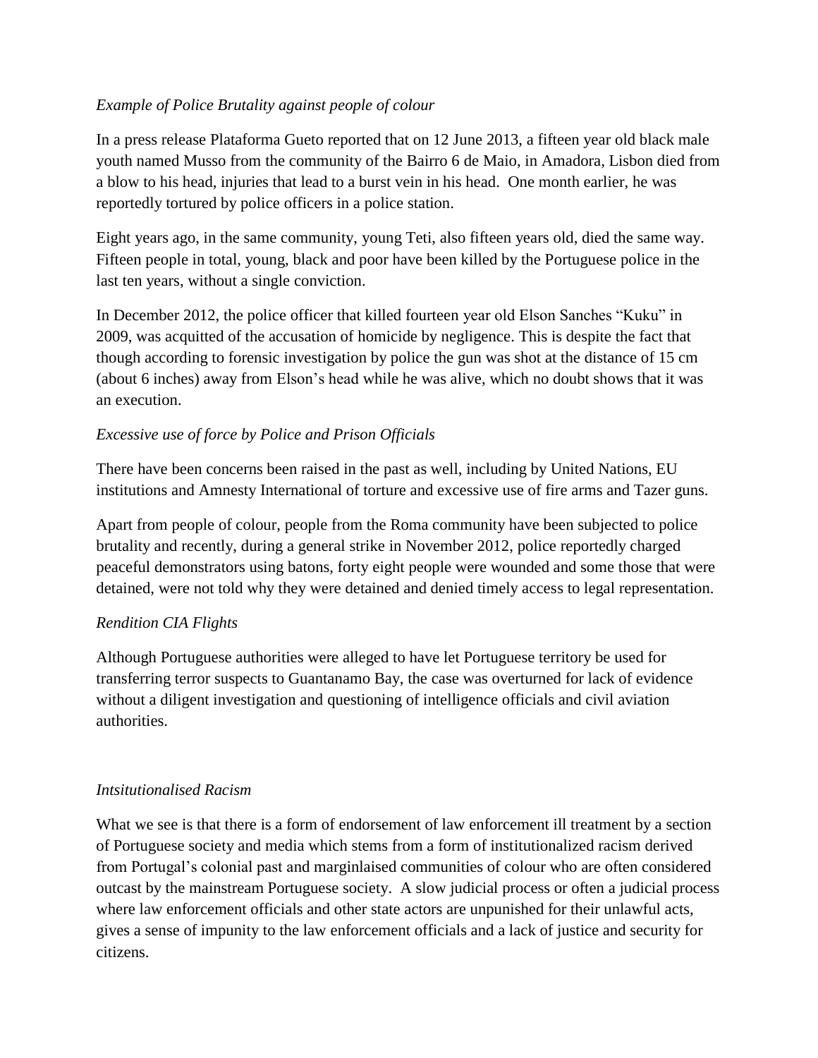*Example of Police Brutality against people of colour*

In a press release Plataforma Gueto reported that on 12 June 2013, a fifteen year old black male youth named Musso from the community of the Bairro 6 de Maio, in Amadora, Lisbon died from a blow to his head, injuries that lead to a burst vein in his head. One month earlier, he was reportedly tortured by police officers in a police station.

Eight years ago, in the same community, young Teti, also fifteen years old, died the same way. Fifteen people in total, young, black and poor have been killed by the Portuguese police in the last ten years, without a single conviction.

In December 2012, the police officer that killed fourteen year old Elson Sanches "Kuku" in 2009, was acquitted of the accusation of homicide by negligence. This is despite the fact that though according to forensic investigation by police the gun was shot at the distance of 15 cm (about 6 inches) away from Elson's head while he was alive, which no doubt shows that it was an execution.

*Excessive use of force by Police and Prison Officials*

There have been concerns been raised in the past as well, including by United Nations, EU institutions and Amnesty International of torture and excessive use of fire arms and Tazer guns.

Apart from people of colour, people from the Roma community have been subjected to police brutality and recently, during a general strike in November 2012, police reportedly charged peaceful demonstrators using batons, forty eight people were wounded and some those that were detained, were not told why they were detained and denied timely access to legal representation.

*Rendition CIA Flights*

Although Portuguese authorities were alleged to have let Portuguese territory be used for transferring terror suspects to Guantanamo Bay, the case was overturned for lack of evidence without a diligent investigation and questioning of intelligence officials and civil aviation authorities.

*Intsitutionalised Racism*

What we see is that there is a form of endorsement of law enforcement ill treatment by a section of Portuguese society and media which stems from a form of institutionalized racism derived from Portugal's colonial past and marginlaised communities of colour who are often considered outcast by the mainstream Portuguese society. A slow judicial process or often a judicial process where law enforcement officials and other state actors are unpunished for their unlawful acts, gives a sense of impunity to the law enforcement officials and a lack of justice and security for citizens.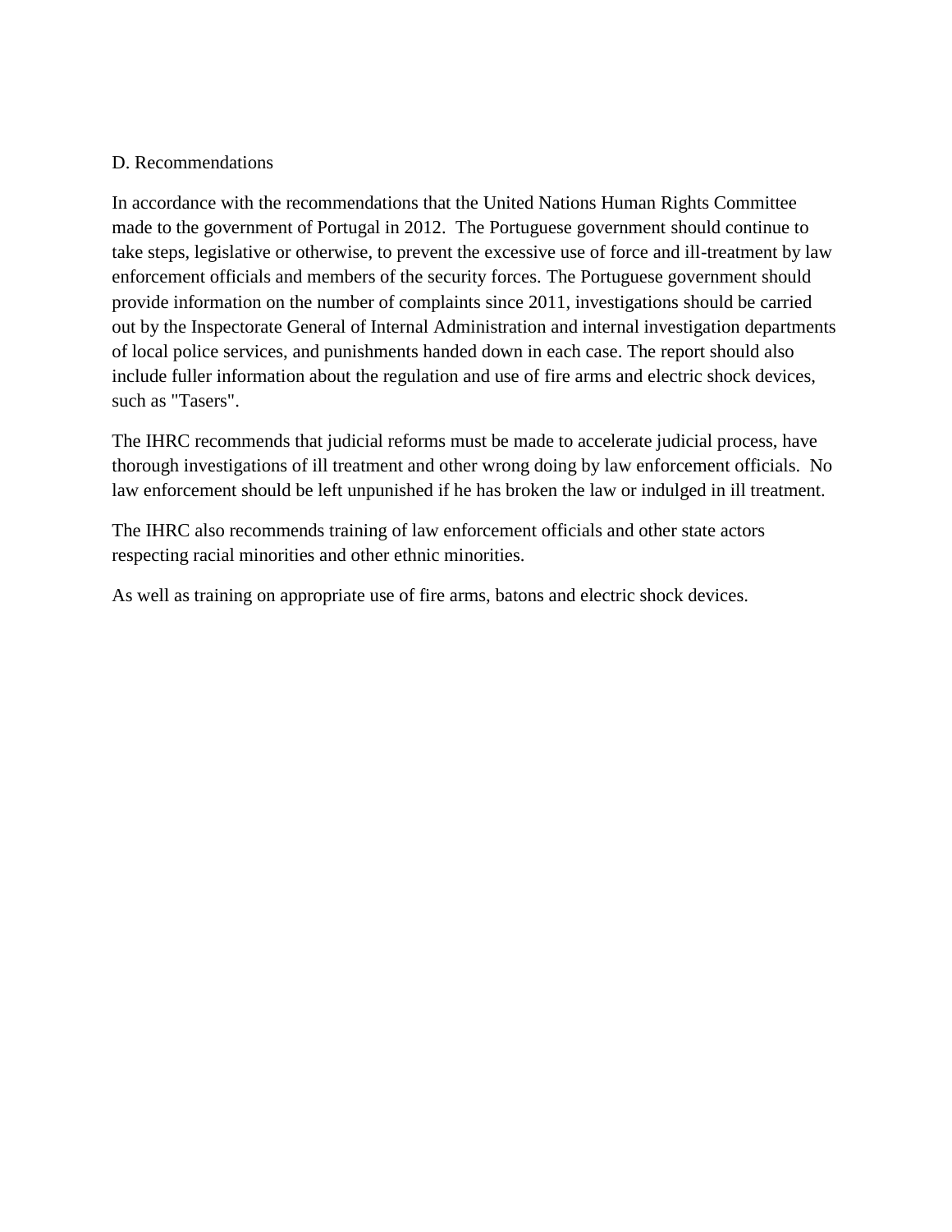## D. Recommendations

In accordance with the recommendations that the United Nations Human Rights Committee made to the government of Portugal in 2012. The Portuguese government should continue to take steps, legislative or otherwise, to prevent the excessive use of force and ill-treatment by law enforcement officials and members of the security forces. The Portuguese government should provide information on the number of complaints since 2011, investigations should be carried out by the Inspectorate General of Internal Administration and internal investigation departments of local police services, and punishments handed down in each case. The report should also include fuller information about the regulation and use of fire arms and electric shock devices, such as "Tasers".

The IHRC recommends that judicial reforms must be made to accelerate judicial process, have thorough investigations of ill treatment and other wrong doing by law enforcement officials. No law enforcement should be left unpunished if he has broken the law or indulged in ill treatment.

The IHRC also recommends training of law enforcement officials and other state actors respecting racial minorities and other ethnic minorities.

As well as training on appropriate use of fire arms, batons and electric shock devices.